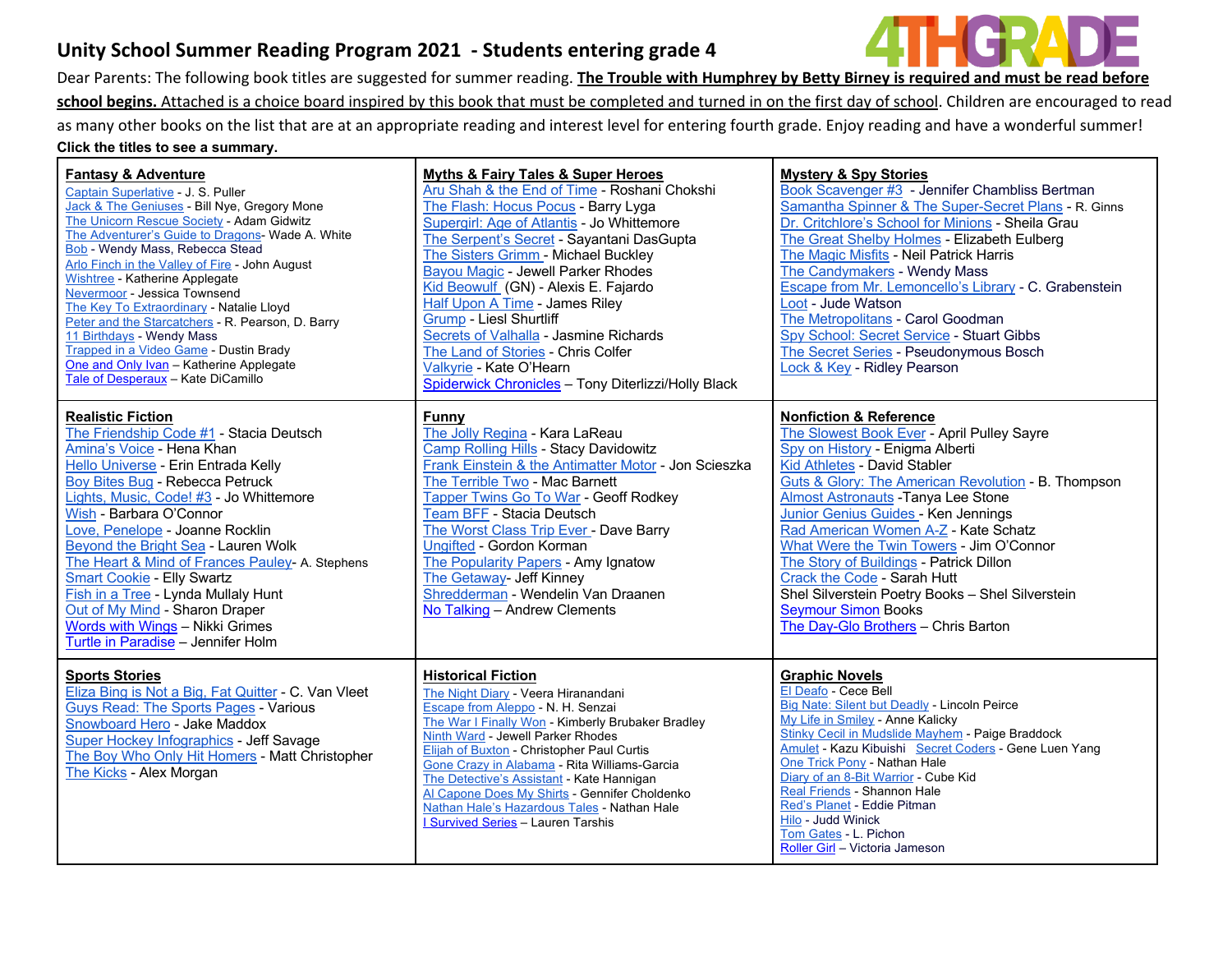# Unity School Summer Reading Program 2021 - Students entering grade 4

4THGRADE

Dear Parents: The following book titles are suggested for summer reading. **The Trouble with Humphrey by Betty Birney is required and must be read before school begins.** Attached is a choice board inspired by this book that must be completed and turned in on the first day of school. Children are encouraged to read as many other books on the list that are at an appropriate reading and interest level for entering fourth grade. Enjoy reading and have a wonderful summer!

**Click the titles to see a summary.**

### Fantasy & Adventure

- Captain Superlative - J. S. Puller
- Jack & The Geniuses - Bill Nye, Gregory Mone
- The Unicorn Rescue Society - Adam Gidwitz
- The Adventurer's Guide to Dragons- Wade A. White
- Bob - Wendy Mass, Rebecca Stead
- Arlo Finch in the Valley of Fire - John August
- Wishtree - Katherine Applegate
- Nevermoor - Jessica Townsend
- The Key To Extraordinary - Natalie Lloyd
- Peter and the Starcatchers - R. Pearson, D. Barry
- 11 Birthdays - Wendy Mass
- Trapped in a Video Game - Dustin Brady
- One and Only Ivan – Katherine Applegate
- Tale of Desperaux – Kate DiCamillo

### Myths & Fairy Tales & Super Heroes

- Aru Shah & the End of Time - Roshani Chokshi
- The Flash: Hocus Pocus - Barry Lyga
- Supergirl: Age of Atlantis - Jo Whittemore
- The Serpent's Secret - Sayantani DasGupta
- The Sisters Grimm - Michael Buckley
- Bayou Magic - Jewell Parker Rhodes
- Kid Beowulf (GN) - Alexis E. Fajardo
- Half Upon A Time - James Riley
- Grump - Liesl Shurtliff
- Secrets of Valhalla - Jasmine Richards
- The Land of Stories - Chris Colfer
- Valkyrie - Kate O'Hearn
- Spiderwick Chronicles – Tony Diterlizzi/Holly Black

### Mystery & Spy Stories

- Book Scavenger #3 - Jennifer Chambliss Bertman
- Samantha Spinner & The Super-Secret Plans - R. Ginns
- Dr. Critchlore's School for Minions - Sheila Grau
- The Great Shelby Holmes - Elizabeth Eulberg
- The Magic Misfits - Neil Patrick Harris
- The Candymakers - Wendy Mass
- Escape from Mr. Lemoncello's Library - C. Grabenstein
- Loot - Jude Watson
- The Metropolitans - Carol Goodman
- Spy School: Secret Service - Stuart Gibbs
- The Secret Series - Pseudonymous Bosch
- Lock & Key - Ridley Pearson

### Realistic Fiction

- The Friendship Code #1 - Stacia Deutsch
- Amina's Voice - Hena Khan
- Hello Universe - Erin Entrada Kelly
- Boy Bites Bug - Rebecca Petruck
- Lights, Music, Code! #3 - Jo Whittemore
- Wish - Barbara O'Connor
- Love, Penelope - Joanne Rocklin
- Beyond the Bright Sea - Lauren Wolk
- The Heart & Mind of Frances Pauley- A. Stephens
- Smart Cookie - Elly Swartz
- Fish in a Tree - Lynda Mullaly Hunt
- Out of My Mind - Sharon Draper
- Words with Wings – Nikki Grimes
- Turtle in Paradise – Jennifer Holm

### Funny

- The Jolly Regina - Kara LaReau
- Camp Rolling Hills - Stacy Davidowitz
- Frank Einstein & the Antimatter Motor - Jon Scieszka
- The Terrible Two - Mac Barnett
- Tapper Twins Go To War - Geoff Rodkey
- Team BFF - Stacia Deutsch
- The Worst Class Trip Ever - Dave Barry
- Ungifted - Gordon Korman
- The Popularity Papers - Amy Ignatow
- The Getaway- Jeff Kinney
- Shredderman - Wendelin Van Draanen
- No Talking – Andrew Clements

### Nonfiction & Reference

- The Slowest Book Ever - April Pulley Sayre
- Spy on History - Enigma Alberti
- Kid Athletes - David Stabler
- Guts & Glory: The American Revolution - B. Thompson
- Almost Astronauts -Tanya Lee Stone
- Junior Genius Guides - Ken Jennings
- Rad American Women A-Z - Kate Schatz
- What Were the Twin Towers - Jim O'Connor
- The Story of Buildings - Patrick Dillon
- Crack the Code - Sarah Hutt
- Shel Silverstein Poetry Books – Shel Silverstein
- Seymour Simon Books
- The Day-Glo Brothers – Chris Barton

### Sports Stories

- Eliza Bing is Not a Big, Fat Quitter - C. Van Vleet
- Guys Read: The Sports Pages - Various
- Snowboard Hero - Jake Maddox
- Super Hockey Infographics - Jeff Savage
- The Boy Who Only Hit Homers - Matt Christopher
- The Kicks - Alex Morgan

### Historical Fiction

- The Night Diary - Veera Hiranandani
- Escape from Aleppo - N. H. Senzai
- The War I Finally Won - Kimberly Brubaker Bradley
- Ninth Ward - Jewell Parker Rhodes
- Elijah of Buxton - Christopher Paul Curtis
- Gone Crazy in Alabama - Rita Williams-Garcia
- The Detective's Assistant - Kate Hannigan
- Al Capone Does My Shirts - Gennifer Choldenko
- Nathan Hale's Hazardous Tales - Nathan Hale
- I Survived Series – Lauren Tarshis

### Graphic Novels

- El Deafo - Cece Bell
- Big Nate: Silent but Deadly - Lincoln Peirce
- My Life in Smiley - Anne Kalicky
- Stinky Cecil in Mudslide Mayhem - Paige Braddock
- Amulet - Kazu Kibuishi
- Secret Coders - Gene Luen Yang
- One Trick Pony - Nathan Hale
- Diary of an 8-Bit Warrior - Cube Kid
- Real Friends - Shannon Hale
- Red's Planet - Eddie Pitman
- Hilo - Judd Winick
- Tom Gates - L. Pichon
- Roller Girl – Victoria Jameson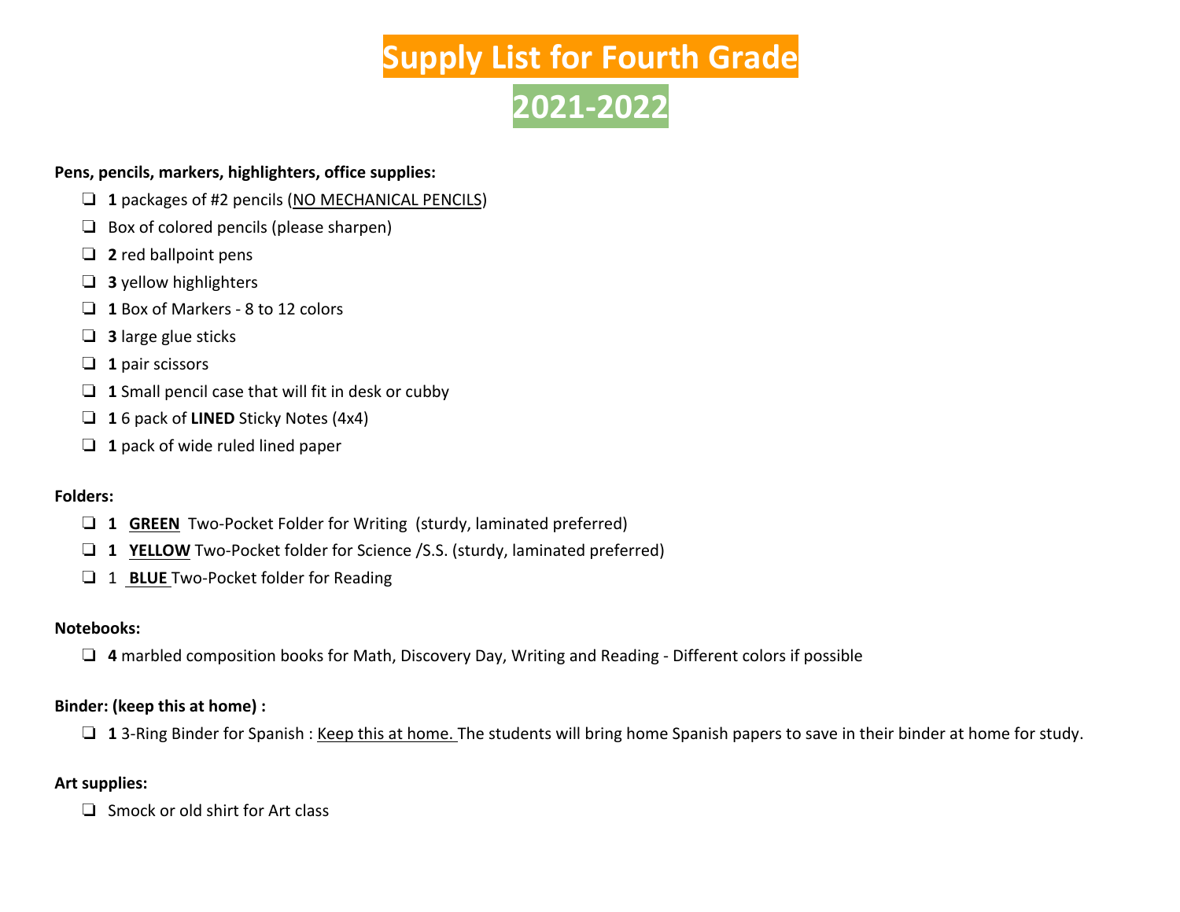# Supply List for Fourth Grade

# 2021-2022

**Pens, pencils, markers, highlighters, office supplies:**

- ❑ **1** packages of #2 pencils (NO MECHANICAL PENCILS)
- ❑ Box of colored pencils (please sharpen)
- ❑ **2** red ballpoint pens
- ❑ **3** yellow highlighters
- ❑ **1** Box of Markers - 8 to 12 colors
- ❑ **3** large glue sticks
- ❑ **1** pair scissors
- ❑ **1** Small pencil case that will fit in desk or cubby
- ❑ **1** 6 pack of **LINED** Sticky Notes (4x4)
- ❑ **1** pack of wide ruled lined paper

**Folders:**

- ❑ **1** **GREEN** Two-Pocket Folder for Writing (sturdy, laminated preferred)
- ❑ **1** **YELLOW** Two-Pocket folder for Science /S.S. (sturdy, laminated preferred)
- ❑ 1 **BLUE** Two-Pocket folder for Reading

**Notebooks:**

- ❑ **4** marbled composition books for Math, Discovery Day, Writing and Reading - Different colors if possible

**Binder: (keep this at home) :**

- ❑ **1** 3-Ring Binder for Spanish : Keep this at home. The students will bring home Spanish papers to save in their binder at home for study.

**Art supplies:**

- ❑ Smock or old shirt for Art class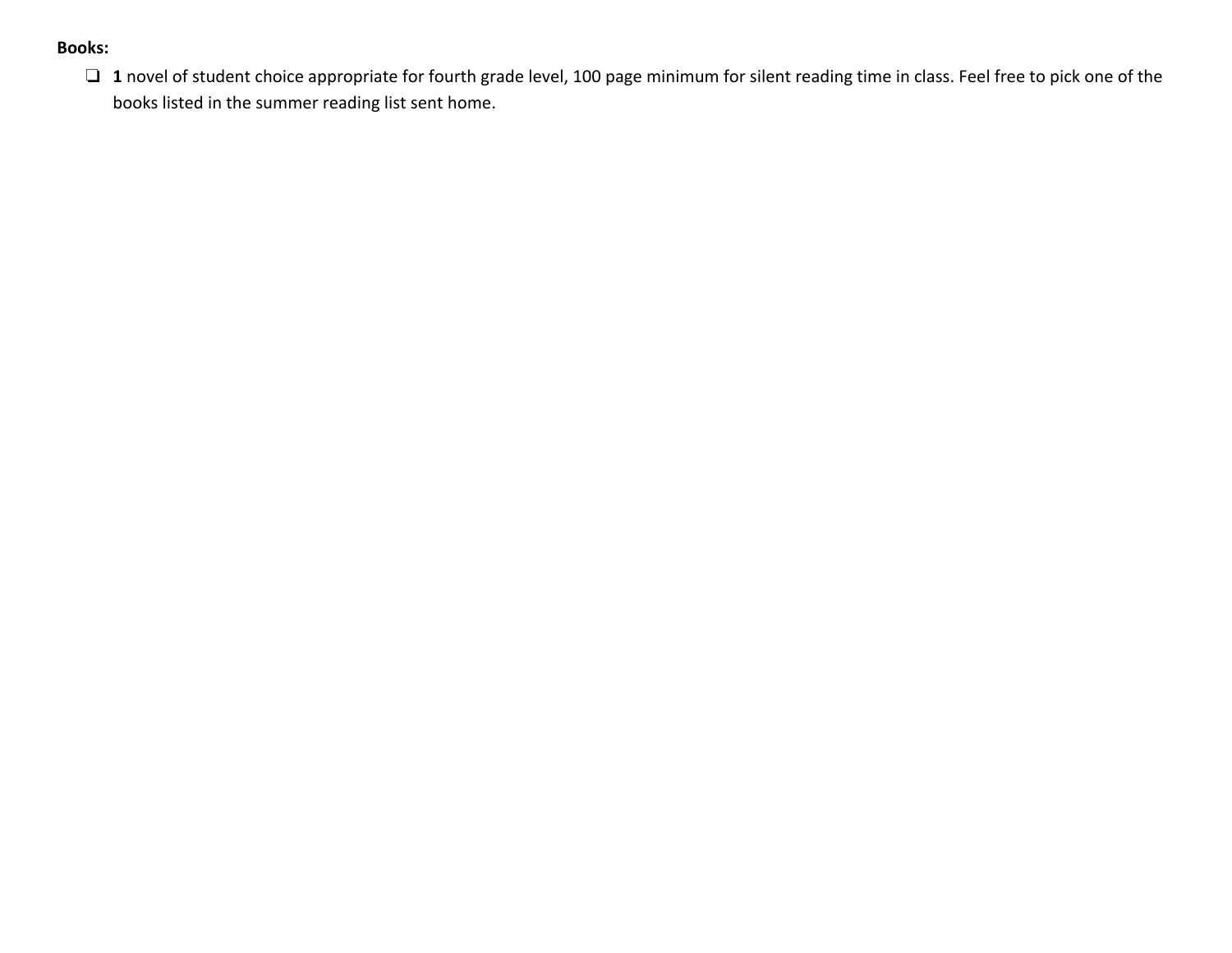**Books:**

- [ ] **1** novel of student choice appropriate for fourth grade level, 100 page minimum for silent reading time in class. Feel free to pick one of the books listed in the summer reading list sent home.